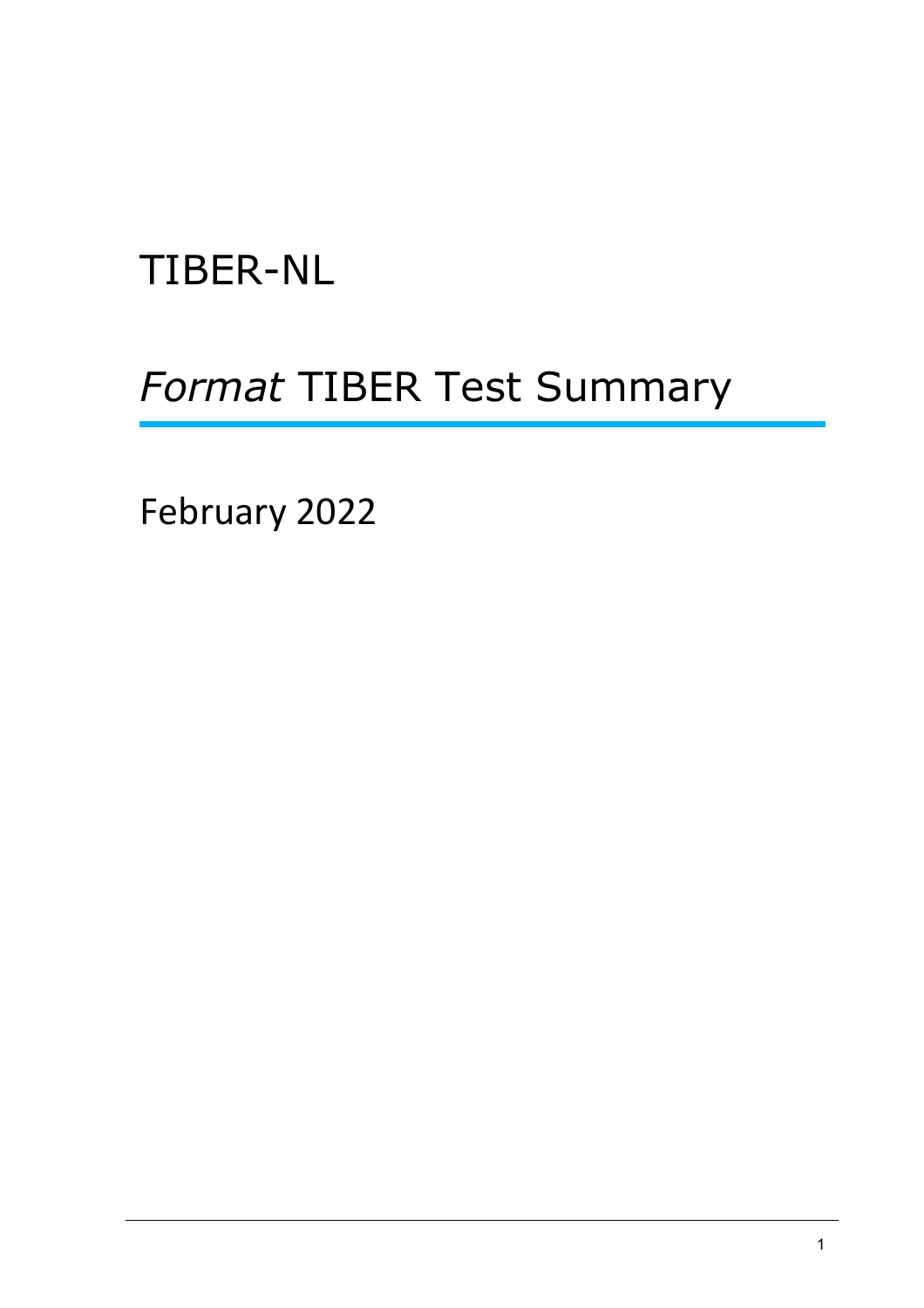# TIBER-NL

## *Format* TIBER Test Summary

February 2022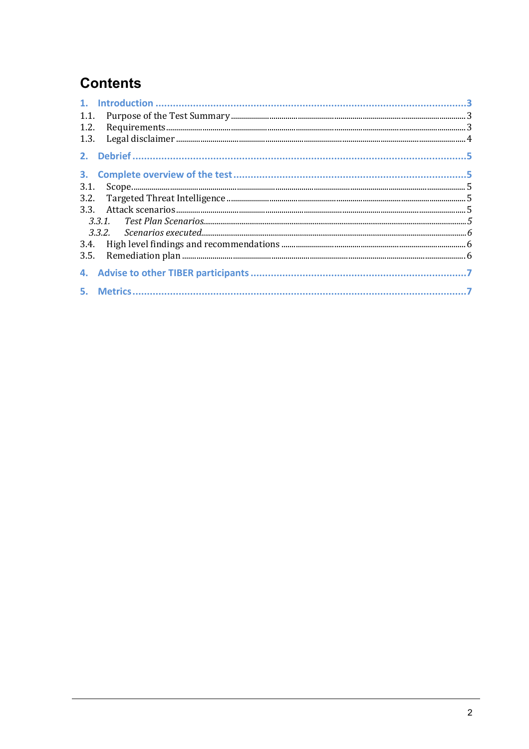# Contents

1. Introduction ............................................................ 3
   - 1.1. Purpose of the Test Summary ............................................................ 3
   - 1.2. Requirements ............................................................ 3
   - 1.3. Legal disclaimer ............................................................ 4
2. Debrief ............................................................ 5
3. Complete overview of the test ............................................................ 5
   - 3.1. Scope ............................................................ 5
   - 3.2. Targeted Threat Intelligence ............................................................ 5
   - 3.3. Attack scenarios ............................................................ 5
     - *3.3.1. Test Plan Scenarios ............................................................ 5*
     - *3.3.2. Scenarios executed ............................................................ 6*
   - 3.4. High level findings and recommendations ............................................................ 6
   - 3.5. Remediation plan ............................................................ 6
4. Advise to other TIBER participants ............................................................ 7
5. Metrics ............................................................ 7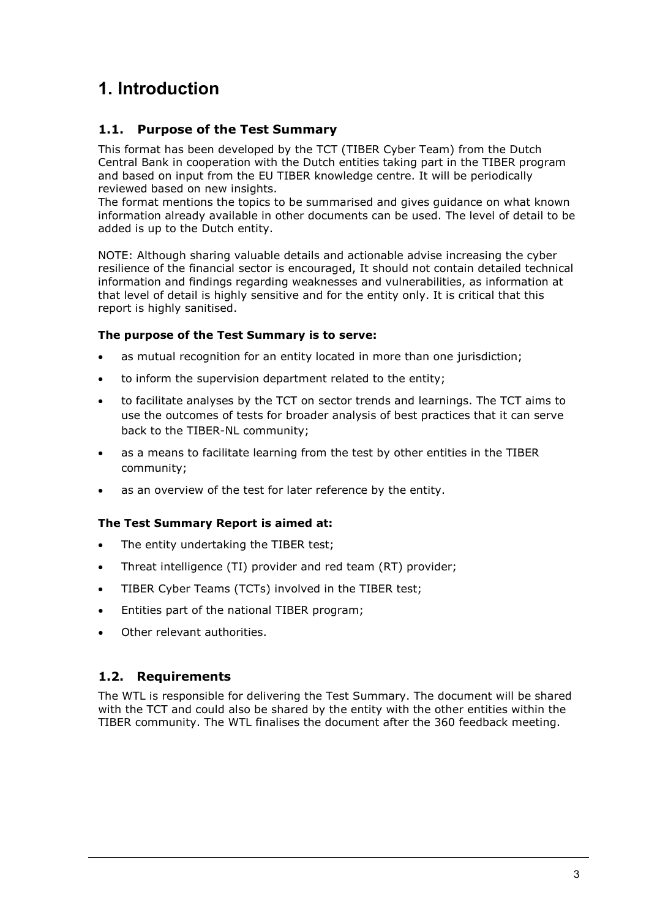# 1. Introduction

## 1.1. Purpose of the Test Summary

This format has been developed by the TCT (TIBER Cyber Team) from the Dutch Central Bank in cooperation with the Dutch entities taking part in the TIBER program and based on input from the EU TIBER knowledge centre. It will be periodically reviewed based on new insights.
The format mentions the topics to be summarised and gives guidance on what known information already available in other documents can be used. The level of detail to be added is up to the Dutch entity.

NOTE: Although sharing valuable details and actionable advise increasing the cyber resilience of the financial sector is encouraged, It should not contain detailed technical information and findings regarding weaknesses and vulnerabilities, as information at that level of detail is highly sensitive and for the entity only. It is critical that this report is highly sanitised.

**The purpose of the Test Summary is to serve:**

- as mutual recognition for an entity located in more than one jurisdiction;
- to inform the supervision department related to the entity;
- to facilitate analyses by the TCT on sector trends and learnings. The TCT aims to use the outcomes of tests for broader analysis of best practices that it can serve back to the TIBER-NL community;
- as a means to facilitate learning from the test by other entities in the TIBER community;
- as an overview of the test for later reference by the entity.

**The Test Summary Report is aimed at:**

- The entity undertaking the TIBER test;
- Threat intelligence (TI) provider and red team (RT) provider;
- TIBER Cyber Teams (TCTs) involved in the TIBER test;
- Entities part of the national TIBER program;
- Other relevant authorities.

## 1.2. Requirements

The WTL is responsible for delivering the Test Summary. The document will be shared with the TCT and could also be shared by the entity with the other entities within the TIBER community. The WTL finalises the document after the 360 feedback meeting.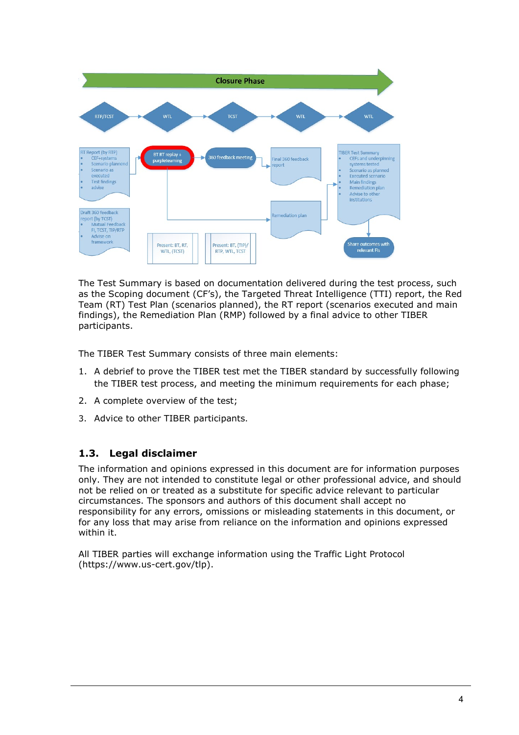The Test Summary is based on documentation delivered during the test process, such as the Scoping document (CF's), the Targeted Threat Intelligence (TTI) report, the Red Team (RT) Test Plan (scenarios planned), the RT report (scenarios executed and main findings), the Remediation Plan (RMP) followed by a final advice to other TIBER participants.

The TIBER Test Summary consists of three main elements:

1. A debrief to prove the TIBER test met the TIBER standard by successfully following the TIBER test process, and meeting the minimum requirements for each phase;
2. A complete overview of the test;
3. Advice to other TIBER participants.

## 1.3. Legal disclaimer

The information and opinions expressed in this document are for information purposes only. They are not intended to constitute legal or other professional advice, and should not be relied on or treated as a substitute for specific advice relevant to particular circumstances. The sponsors and authors of this document shall accept no responsibility for any errors, omissions or misleading statements in this document, or for any loss that may arise from reliance on the information and opinions expressed within it.

All TIBER parties will exchange information using the Traffic Light Protocol (https://www.us-cert.gov/tlp).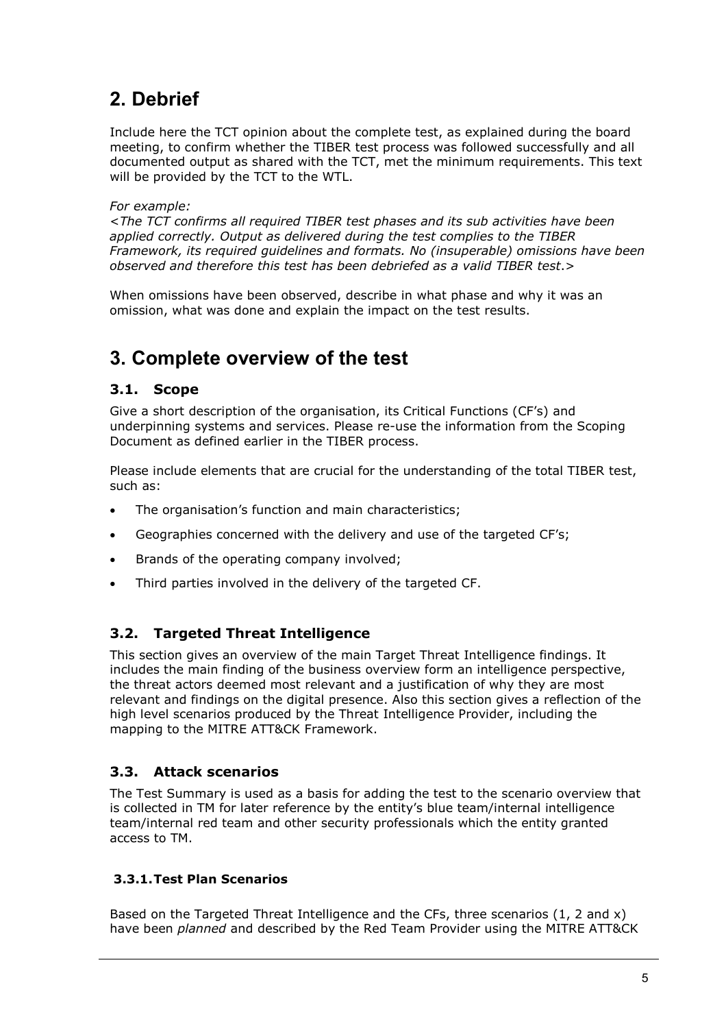# 2. Debrief

Include here the TCT opinion about the complete test, as explained during the board meeting, to confirm whether the TIBER test process was followed successfully and all documented output as shared with the TCT, met the minimum requirements. This text will be provided by the TCT to the WTL.

*For example:*

*<The TCT confirms all required TIBER test phases and its sub activities have been applied correctly. Output as delivered during the test complies to the TIBER Framework, its required guidelines and formats. No (insuperable) omissions have been observed and therefore this test has been debriefed as a valid TIBER test.>*

When omissions have been observed, describe in what phase and why it was an omission, what was done and explain the impact on the test results.

# 3. Complete overview of the test

## 3.1. Scope

Give a short description of the organisation, its Critical Functions (CF's) and underpinning systems and services. Please re-use the information from the Scoping Document as defined earlier in the TIBER process.

Please include elements that are crucial for the understanding of the total TIBER test, such as:

- The organisation's function and main characteristics;
- Geographies concerned with the delivery and use of the targeted CF's;
- Brands of the operating company involved;
- Third parties involved in the delivery of the targeted CF.

## 3.2. Targeted Threat Intelligence

This section gives an overview of the main Target Threat Intelligence findings. It includes the main finding of the business overview form an intelligence perspective, the threat actors deemed most relevant and a justification of why they are most relevant and findings on the digital presence. Also this section gives a reflection of the high level scenarios produced by the Threat Intelligence Provider, including the mapping to the MITRE ATT&CK Framework.

## 3.3. Attack scenarios

The Test Summary is used as a basis for adding the test to the scenario overview that is collected in TM for later reference by the entity's blue team/internal intelligence team/internal red team and other security professionals which the entity granted access to TM.

### 3.3.1. Test Plan Scenarios

Based on the Targeted Threat Intelligence and the CFs, three scenarios (1, 2 and x) have been *planned* and described by the Red Team Provider using the MITRE ATT&CK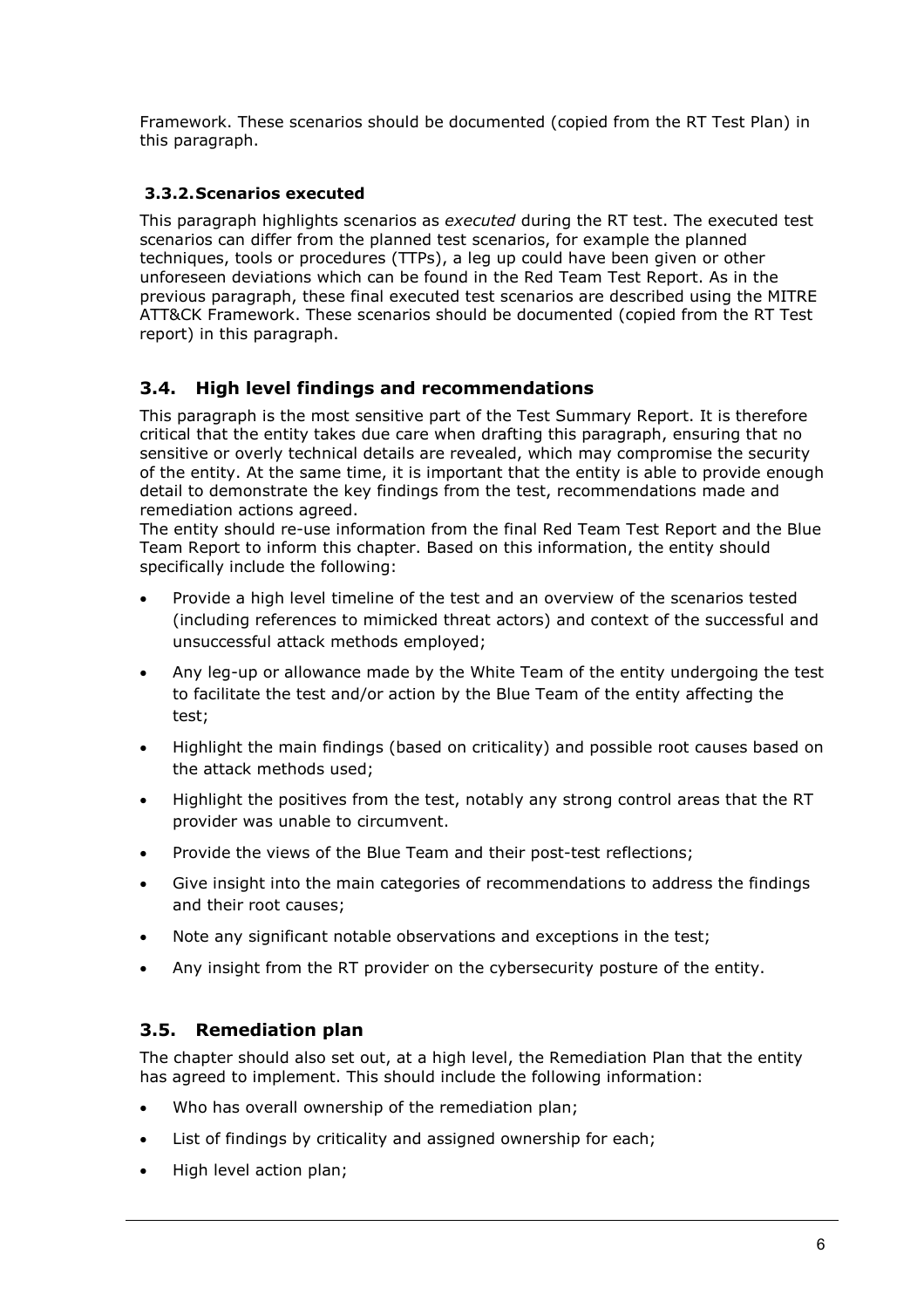Framework. These scenarios should be documented (copied from the RT Test Plan) in this paragraph.

### 3.3.2. Scenarios executed

This paragraph highlights scenarios as *executed* during the RT test. The executed test scenarios can differ from the planned test scenarios, for example the planned techniques, tools or procedures (TTPs), a leg up could have been given or other unforeseen deviations which can be found in the Red Team Test Report. As in the previous paragraph, these final executed test scenarios are described using the MITRE ATT&CK Framework. These scenarios should be documented (copied from the RT Test report) in this paragraph.

## 3.4. High level findings and recommendations

This paragraph is the most sensitive part of the Test Summary Report. It is therefore critical that the entity takes due care when drafting this paragraph, ensuring that no sensitive or overly technical details are revealed, which may compromise the security of the entity. At the same time, it is important that the entity is able to provide enough detail to demonstrate the key findings from the test, recommendations made and remediation actions agreed.

The entity should re-use information from the final Red Team Test Report and the Blue Team Report to inform this chapter. Based on this information, the entity should specifically include the following:

- Provide a high level timeline of the test and an overview of the scenarios tested (including references to mimicked threat actors) and context of the successful and unsuccessful attack methods employed;
- Any leg-up or allowance made by the White Team of the entity undergoing the test to facilitate the test and/or action by the Blue Team of the entity affecting the test;
- Highlight the main findings (based on criticality) and possible root causes based on the attack methods used;
- Highlight the positives from the test, notably any strong control areas that the RT provider was unable to circumvent.
- Provide the views of the Blue Team and their post-test reflections;
- Give insight into the main categories of recommendations to address the findings and their root causes;
- Note any significant notable observations and exceptions in the test;
- Any insight from the RT provider on the cybersecurity posture of the entity.

## 3.5. Remediation plan

The chapter should also set out, at a high level, the Remediation Plan that the entity has agreed to implement. This should include the following information:

- Who has overall ownership of the remediation plan;
- List of findings by criticality and assigned ownership for each;
- High level action plan;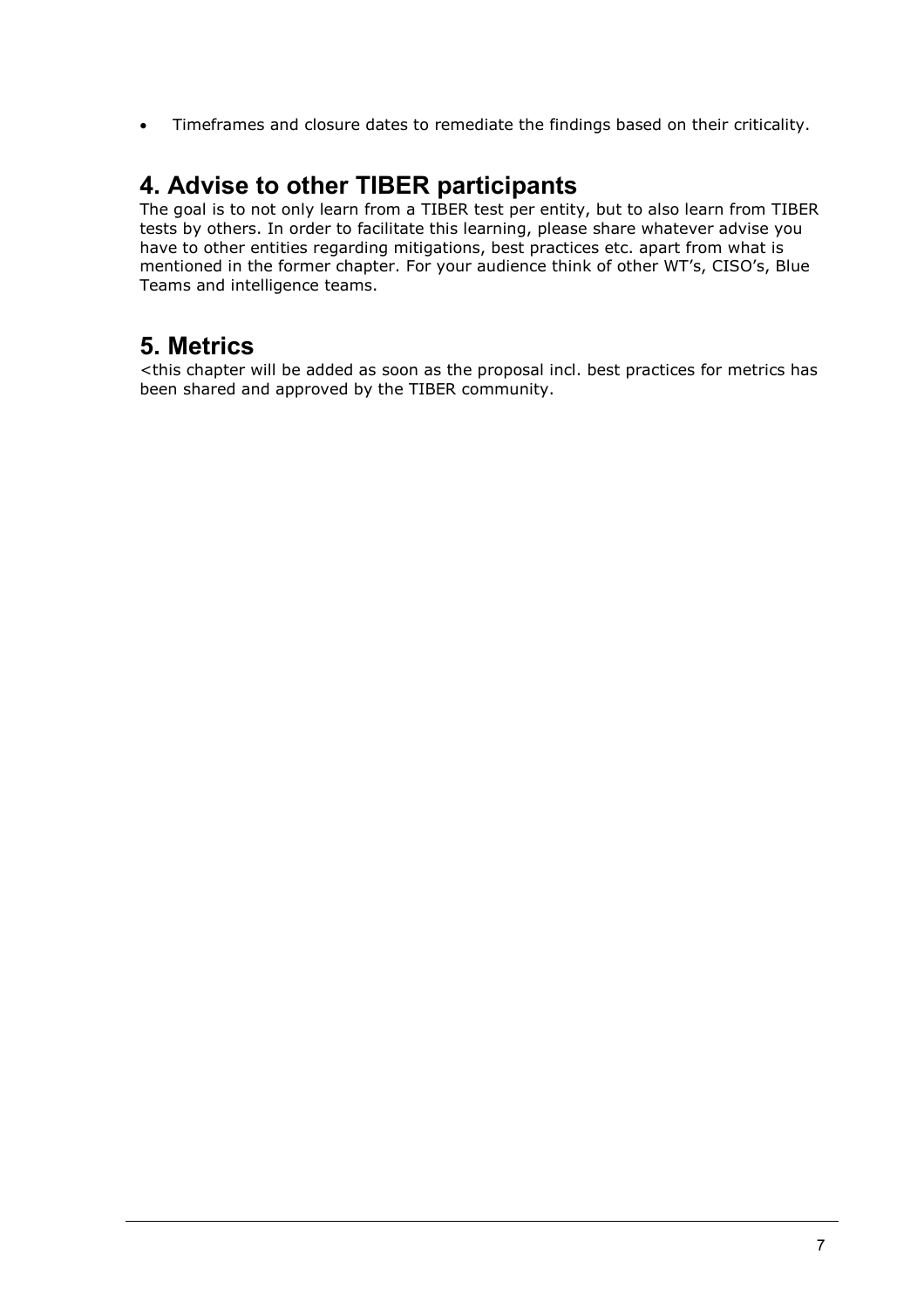- Timeframes and closure dates to remediate the findings based on their criticality.

## 4. Advise to other TIBER participants

The goal is to not only learn from a TIBER test per entity, but to also learn from TIBER tests by others. In order to facilitate this learning, please share whatever advise you have to other entities regarding mitigations, best practices etc. apart from what is mentioned in the former chapter. For your audience think of other WT's, CISO's, Blue Teams and intelligence teams.

## 5. Metrics

<this chapter will be added as soon as the proposal incl. best practices for metrics has been shared and approved by the TIBER community.